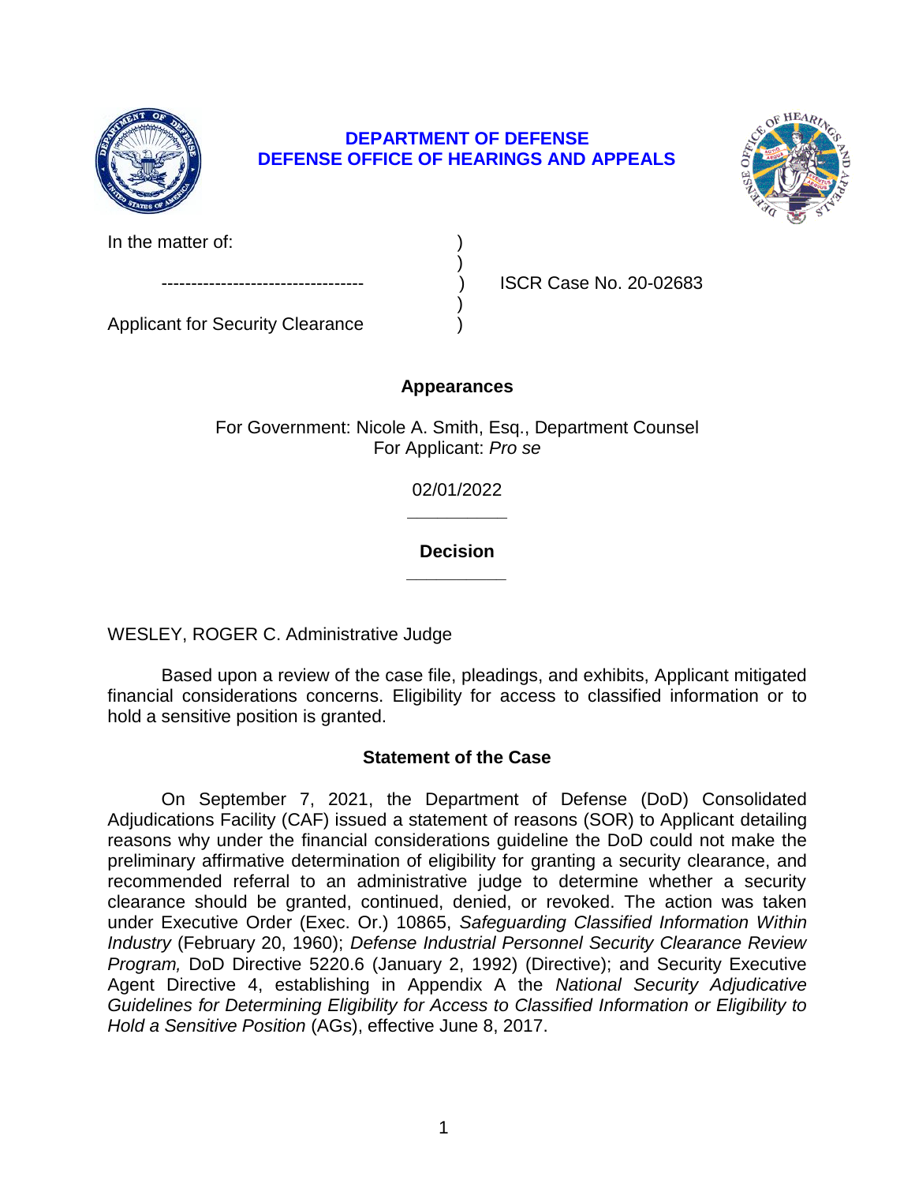**DEPARTMENT OF DEFENSE**
**DEFENSE OFFICE OF HEARINGS AND APPEALS**

In the matter of: )
)
---------------------------------- ) ISCR Case No. 20-02683
)
Applicant for Security Clearance )

**Appearances**

For Government: Nicole A. Smith, Esq., Department Counsel
For Applicant: *Pro se*

02/01/2022

**Decision**

WESLEY, ROGER C. Administrative Judge

Based upon a review of the case file, pleadings, and exhibits, Applicant mitigated financial considerations concerns. Eligibility for access to classified information or to hold a sensitive position is granted.

**Statement of the Case**

On September 7, 2021, the Department of Defense (DoD) Consolidated Adjudications Facility (CAF) issued a statement of reasons (SOR) to Applicant detailing reasons why under the financial considerations guideline the DoD could not make the preliminary affirmative determination of eligibility for granting a security clearance, and recommended referral to an administrative judge to determine whether a security clearance should be granted, continued, denied, or revoked. The action was taken under Executive Order (Exec. Or.) 10865, *Safeguarding Classified Information Within Industry* (February 20, 1960); *Defense Industrial Personnel Security Clearance Review Program,* DoD Directive 5220.6 (January 2, 1992) (Directive); and Security Executive Agent Directive 4, establishing in Appendix A the *National Security Adjudicative Guidelines for Determining Eligibility for Access to Classified Information or Eligibility to Hold a Sensitive Position* (AGs), effective June 8, 2017.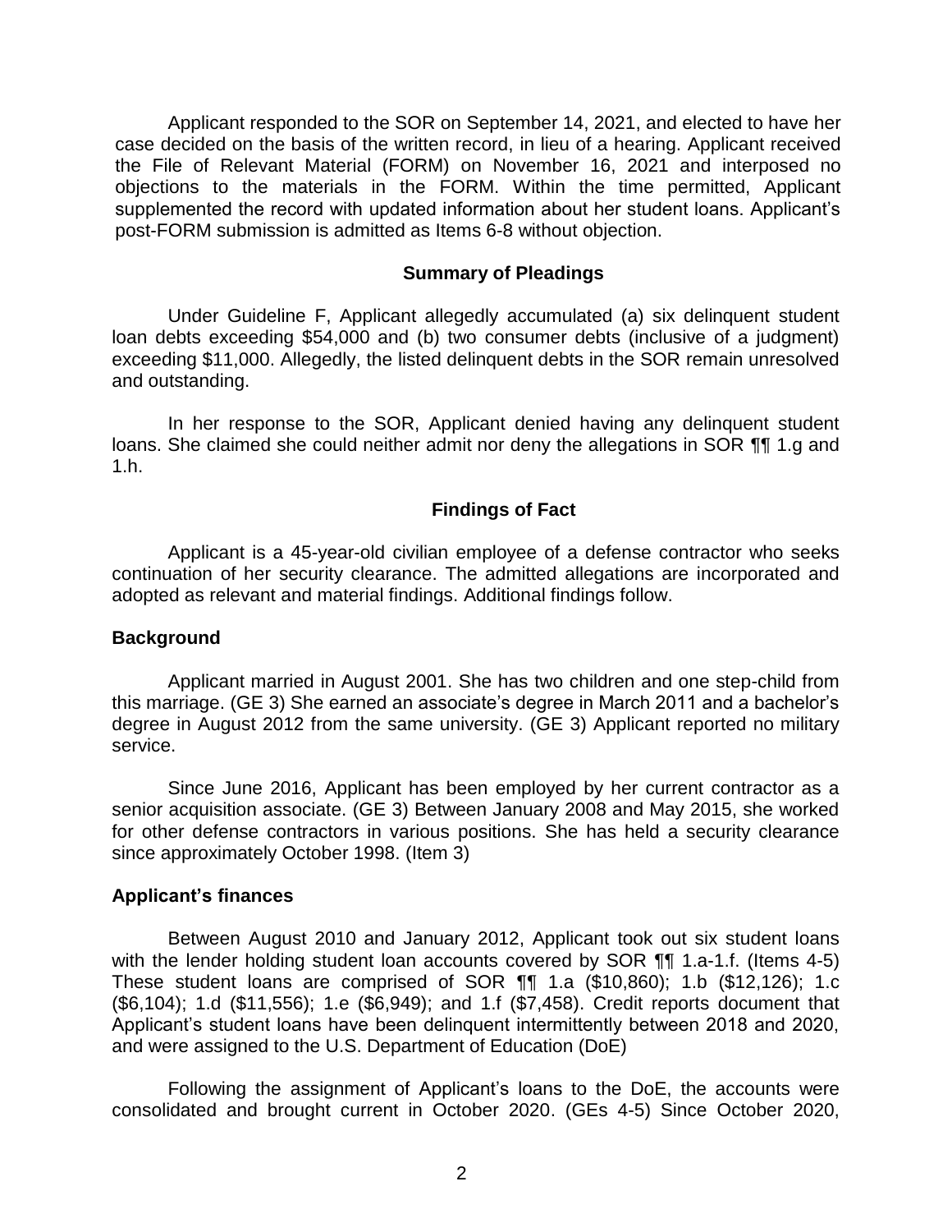Applicant responded to the SOR on September 14, 2021, and elected to have her case decided on the basis of the written record, in lieu of a hearing. Applicant received the File of Relevant Material (FORM) on November 16, 2021 and interposed no objections to the materials in the FORM. Within the time permitted, Applicant supplemented the record with updated information about her student loans. Applicant's post-FORM submission is admitted as Items 6-8 without objection.

## Summary of Pleadings

Under Guideline F, Applicant allegedly accumulated (a) six delinquent student loan debts exceeding $54,000 and (b) two consumer debts (inclusive of a judgment) exceeding $11,000. Allegedly, the listed delinquent debts in the SOR remain unresolved and outstanding.

In her response to the SOR, Applicant denied having any delinquent student loans. She claimed she could neither admit nor deny the allegations in SOR ¶¶ 1.g and 1.h.

## Findings of Fact

Applicant is a 45-year-old civilian employee of a defense contractor who seeks continuation of her security clearance. The admitted allegations are incorporated and adopted as relevant and material findings. Additional findings follow.

### Background

Applicant married in August 2001. She has two children and one step-child from this marriage. (GE 3) She earned an associate's degree in March 2011 and a bachelor's degree in August 2012 from the same university. (GE 3) Applicant reported no military service.

Since June 2016, Applicant has been employed by her current contractor as a senior acquisition associate. (GE 3) Between January 2008 and May 2015, she worked for other defense contractors in various positions. She has held a security clearance since approximately October 1998. (Item 3)

### Applicant's finances

Between August 2010 and January 2012, Applicant took out six student loans with the lender holding student loan accounts covered by SOR ¶¶ 1.a-1.f. (Items 4-5) These student loans are comprised of SOR ¶¶ 1.a ($10,860); 1.b ($12,126); 1.c ($6,104); 1.d ($11,556); 1.e ($6,949); and 1.f ($7,458). Credit reports document that Applicant's student loans have been delinquent intermittently between 2018 and 2020, and were assigned to the U.S. Department of Education (DoE)

Following the assignment of Applicant's loans to the DoE, the accounts were consolidated and brought current in October 2020. (GEs 4-5) Since October 2020,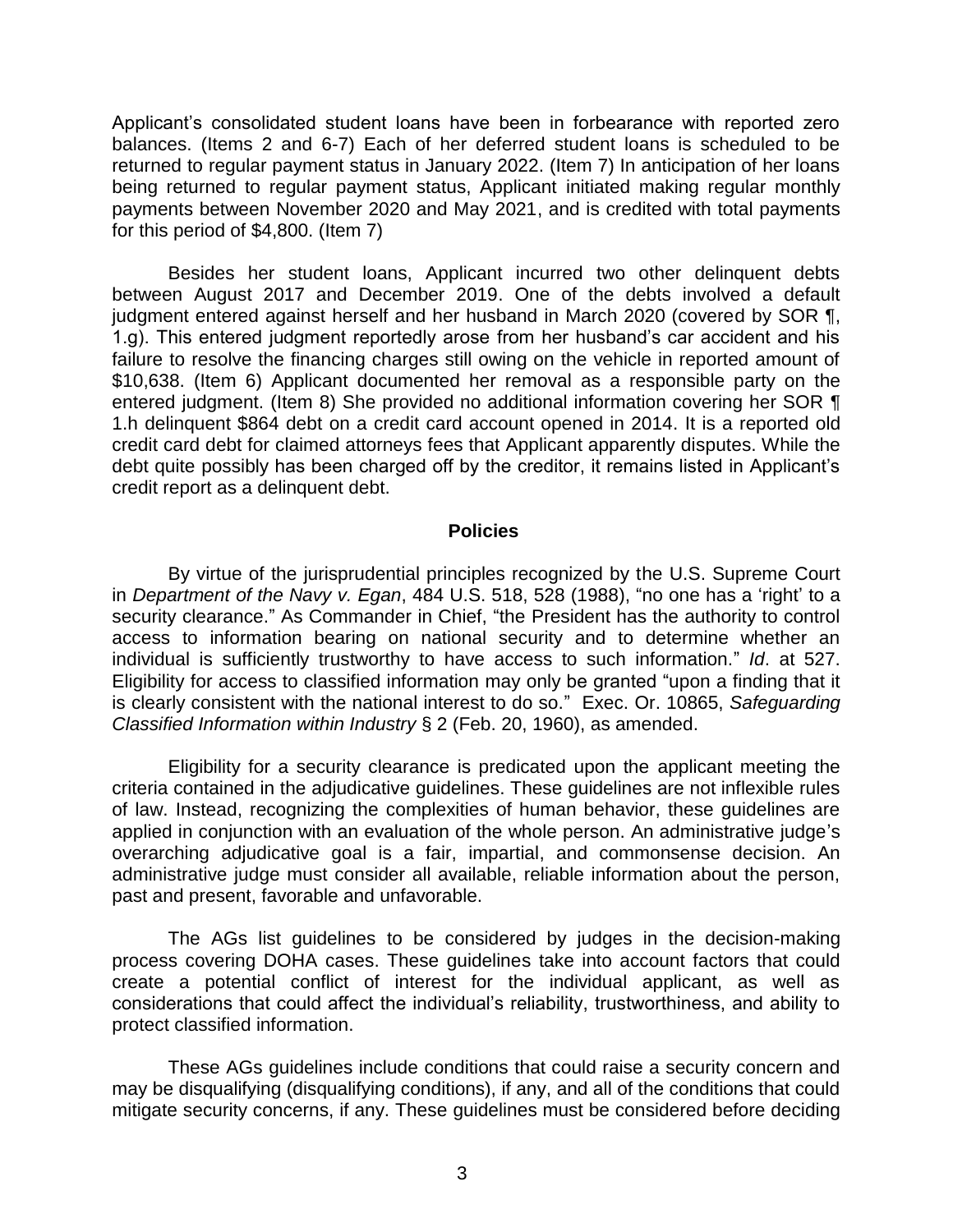Applicant's consolidated student loans have been in forbearance with reported zero balances. (Items 2 and 6-7) Each of her deferred student loans is scheduled to be returned to regular payment status in January 2022. (Item 7) In anticipation of her loans being returned to regular payment status, Applicant initiated making regular monthly payments between November 2020 and May 2021, and is credited with total payments for this period of $4,800. (Item 7)

Besides her student loans, Applicant incurred two other delinquent debts between August 2017 and December 2019. One of the debts involved a default judgment entered against herself and her husband in March 2020 (covered by SOR ¶, 1.g). This entered judgment reportedly arose from her husband's car accident and his failure to resolve the financing charges still owing on the vehicle in reported amount of $10,638. (Item 6) Applicant documented her removal as a responsible party on the entered judgment. (Item 8) She provided no additional information covering her SOR ¶ 1.h delinquent $864 debt on a credit card account opened in 2014. It is a reported old credit card debt for claimed attorneys fees that Applicant apparently disputes. While the debt quite possibly has been charged off by the creditor, it remains listed in Applicant's credit report as a delinquent debt.

## Policies

By virtue of the jurisprudential principles recognized by the U.S. Supreme Court in *Department of the Navy v. Egan*, 484 U.S. 518, 528 (1988), "no one has a 'right' to a security clearance." As Commander in Chief, "the President has the authority to control access to information bearing on national security and to determine whether an individual is sufficiently trustworthy to have access to such information." *Id*. at 527. Eligibility for access to classified information may only be granted "upon a finding that it is clearly consistent with the national interest to do so." Exec. Or. 10865, *Safeguarding Classified Information within Industry* § 2 (Feb. 20, 1960), as amended.

Eligibility for a security clearance is predicated upon the applicant meeting the criteria contained in the adjudicative guidelines. These guidelines are not inflexible rules of law. Instead, recognizing the complexities of human behavior, these guidelines are applied in conjunction with an evaluation of the whole person. An administrative judge's overarching adjudicative goal is a fair, impartial, and commonsense decision. An administrative judge must consider all available, reliable information about the person, past and present, favorable and unfavorable.

The AGs list guidelines to be considered by judges in the decision-making process covering DOHA cases. These guidelines take into account factors that could create a potential conflict of interest for the individual applicant, as well as considerations that could affect the individual's reliability, trustworthiness, and ability to protect classified information.

These AGs guidelines include conditions that could raise a security concern and may be disqualifying (disqualifying conditions), if any, and all of the conditions that could mitigate security concerns, if any. These guidelines must be considered before deciding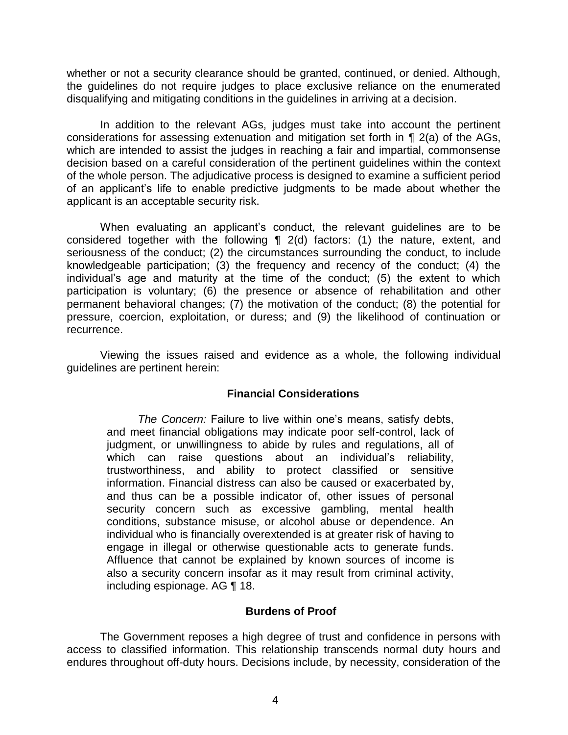whether or not a security clearance should be granted, continued, or denied. Although, the guidelines do not require judges to place exclusive reliance on the enumerated disqualifying and mitigating conditions in the guidelines in arriving at a decision.

In addition to the relevant AGs, judges must take into account the pertinent considerations for assessing extenuation and mitigation set forth in ¶ 2(a) of the AGs, which are intended to assist the judges in reaching a fair and impartial, commonsense decision based on a careful consideration of the pertinent guidelines within the context of the whole person. The adjudicative process is designed to examine a sufficient period of an applicant's life to enable predictive judgments to be made about whether the applicant is an acceptable security risk.

When evaluating an applicant's conduct, the relevant guidelines are to be considered together with the following ¶ 2(d) factors: (1) the nature, extent, and seriousness of the conduct; (2) the circumstances surrounding the conduct, to include knowledgeable participation; (3) the frequency and recency of the conduct; (4) the individual's age and maturity at the time of the conduct; (5) the extent to which participation is voluntary; (6) the presence or absence of rehabilitation and other permanent behavioral changes; (7) the motivation of the conduct; (8) the potential for pressure, coercion, exploitation, or duress; and (9) the likelihood of continuation or recurrence.

Viewing the issues raised and evidence as a whole, the following individual guidelines are pertinent herein:

## Financial Considerations

> *The Concern:* Failure to live within one's means, satisfy debts, and meet financial obligations may indicate poor self-control, lack of judgment, or unwillingness to abide by rules and regulations, all of which can raise questions about an individual's reliability, trustworthiness, and ability to protect classified or sensitive information. Financial distress can also be caused or exacerbated by, and thus can be a possible indicator of, other issues of personal security concern such as excessive gambling, mental health conditions, substance misuse, or alcohol abuse or dependence. An individual who is financially overextended is at greater risk of having to engage in illegal or otherwise questionable acts to generate funds. Affluence that cannot be explained by known sources of income is also a security concern insofar as it may result from criminal activity, including espionage. AG ¶ 18.

## Burdens of Proof

The Government reposes a high degree of trust and confidence in persons with access to classified information. This relationship transcends normal duty hours and endures throughout off-duty hours. Decisions include, by necessity, consideration of the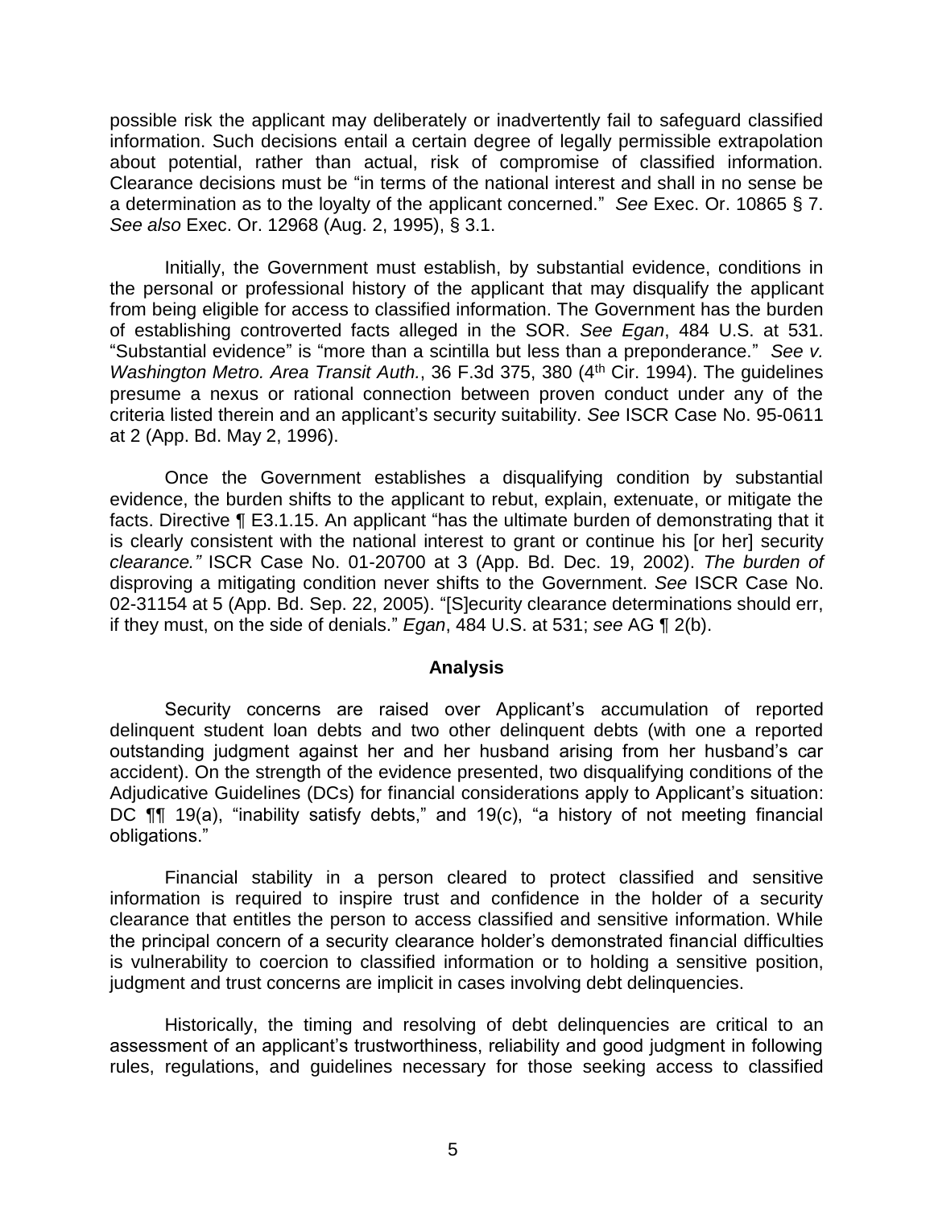possible risk the applicant may deliberately or inadvertently fail to safeguard classified information. Such decisions entail a certain degree of legally permissible extrapolation about potential, rather than actual, risk of compromise of classified information. Clearance decisions must be "in terms of the national interest and shall in no sense be a determination as to the loyalty of the applicant concerned." *See* Exec. Or. 10865 § 7. *See also* Exec. Or. 12968 (Aug. 2, 1995), § 3.1.

Initially, the Government must establish, by substantial evidence, conditions in the personal or professional history of the applicant that may disqualify the applicant from being eligible for access to classified information. The Government has the burden of establishing controverted facts alleged in the SOR. *See Egan*, 484 U.S. at 531. "Substantial evidence" is "more than a scintilla but less than a preponderance." *See v. Washington Metro. Area Transit Auth.*, 36 F.3d 375, 380 (4th Cir. 1994). The guidelines presume a nexus or rational connection between proven conduct under any of the criteria listed therein and an applicant's security suitability. *See* ISCR Case No. 95-0611 at 2 (App. Bd. May 2, 1996).

Once the Government establishes a disqualifying condition by substantial evidence, the burden shifts to the applicant to rebut, explain, extenuate, or mitigate the facts. Directive ¶ E3.1.15. An applicant "has the ultimate burden of demonstrating that it is clearly consistent with the national interest to grant or continue his [or her] security *clearance."* ISCR Case No. 01-20700 at 3 (App. Bd. Dec. 19, 2002). *The burden of* disproving a mitigating condition never shifts to the Government. *See* ISCR Case No. 02-31154 at 5 (App. Bd. Sep. 22, 2005). "[S]ecurity clearance determinations should err, if they must, on the side of denials." *Egan*, 484 U.S. at 531; *see* AG ¶ 2(b).

## Analysis

Security concerns are raised over Applicant's accumulation of reported delinquent student loan debts and two other delinquent debts (with one a reported outstanding judgment against her and her husband arising from her husband's car accident). On the strength of the evidence presented, two disqualifying conditions of the Adjudicative Guidelines (DCs) for financial considerations apply to Applicant's situation: DC ¶¶ 19(a), "inability satisfy debts," and 19(c), "a history of not meeting financial obligations."

Financial stability in a person cleared to protect classified and sensitive information is required to inspire trust and confidence in the holder of a security clearance that entitles the person to access classified and sensitive information. While the principal concern of a security clearance holder's demonstrated financial difficulties is vulnerability to coercion to classified information or to holding a sensitive position, judgment and trust concerns are implicit in cases involving debt delinquencies.

Historically, the timing and resolving of debt delinquencies are critical to an assessment of an applicant's trustworthiness, reliability and good judgment in following rules, regulations, and guidelines necessary for those seeking access to classified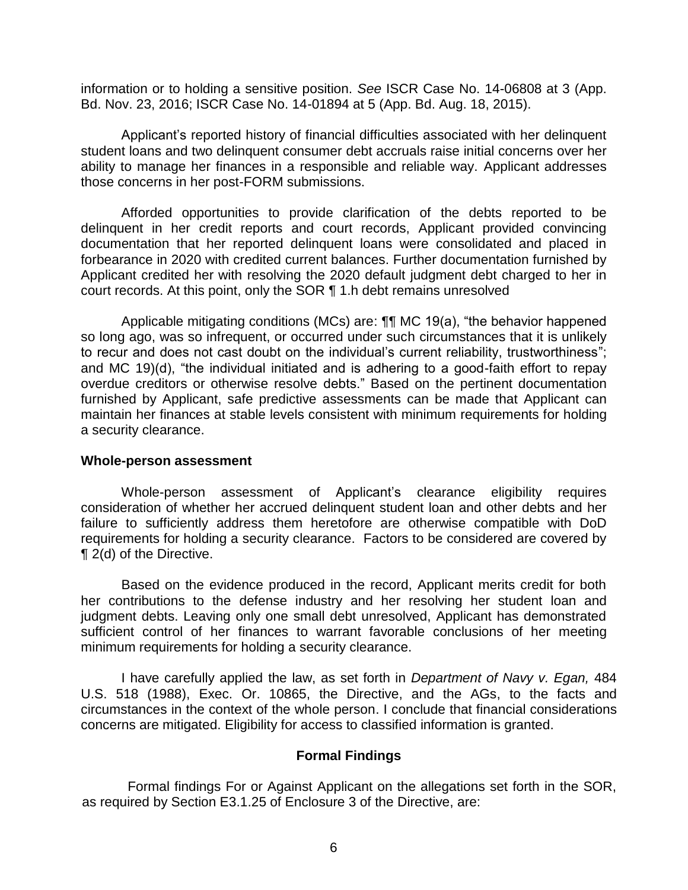information or to holding a sensitive position. *See* ISCR Case No. 14-06808 at 3 (App. Bd. Nov. 23, 2016; ISCR Case No. 14-01894 at 5 (App. Bd. Aug. 18, 2015).

Applicant's reported history of financial difficulties associated with her delinquent student loans and two delinquent consumer debt accruals raise initial concerns over her ability to manage her finances in a responsible and reliable way. Applicant addresses those concerns in her post-FORM submissions.

Afforded opportunities to provide clarification of the debts reported to be delinquent in her credit reports and court records, Applicant provided convincing documentation that her reported delinquent loans were consolidated and placed in forbearance in 2020 with credited current balances. Further documentation furnished by Applicant credited her with resolving the 2020 default judgment debt charged to her in court records. At this point, only the SOR ¶ 1.h debt remains unresolved

Applicable mitigating conditions (MCs) are: ¶¶ MC 19(a), "the behavior happened so long ago, was so infrequent, or occurred under such circumstances that it is unlikely to recur and does not cast doubt on the individual's current reliability, trustworthiness"; and MC 19)(d), "the individual initiated and is adhering to a good-faith effort to repay overdue creditors or otherwise resolve debts." Based on the pertinent documentation furnished by Applicant, safe predictive assessments can be made that Applicant can maintain her finances at stable levels consistent with minimum requirements for holding a security clearance.

**Whole-person assessment**

Whole-person assessment of Applicant's clearance eligibility requires consideration of whether her accrued delinquent student loan and other debts and her failure to sufficiently address them heretofore are otherwise compatible with DoD requirements for holding a security clearance. Factors to be considered are covered by ¶ 2(d) of the Directive.

Based on the evidence produced in the record, Applicant merits credit for both her contributions to the defense industry and her resolving her student loan and judgment debts. Leaving only one small debt unresolved, Applicant has demonstrated sufficient control of her finances to warrant favorable conclusions of her meeting minimum requirements for holding a security clearance.

I have carefully applied the law, as set forth in *Department of Navy v. Egan,* 484 U.S. 518 (1988), Exec. Or. 10865, the Directive, and the AGs, to the facts and circumstances in the context of the whole person. I conclude that financial considerations concerns are mitigated. Eligibility for access to classified information is granted.

**Formal Findings**

Formal findings For or Against Applicant on the allegations set forth in the SOR, as required by Section E3.1.25 of Enclosure 3 of the Directive, are: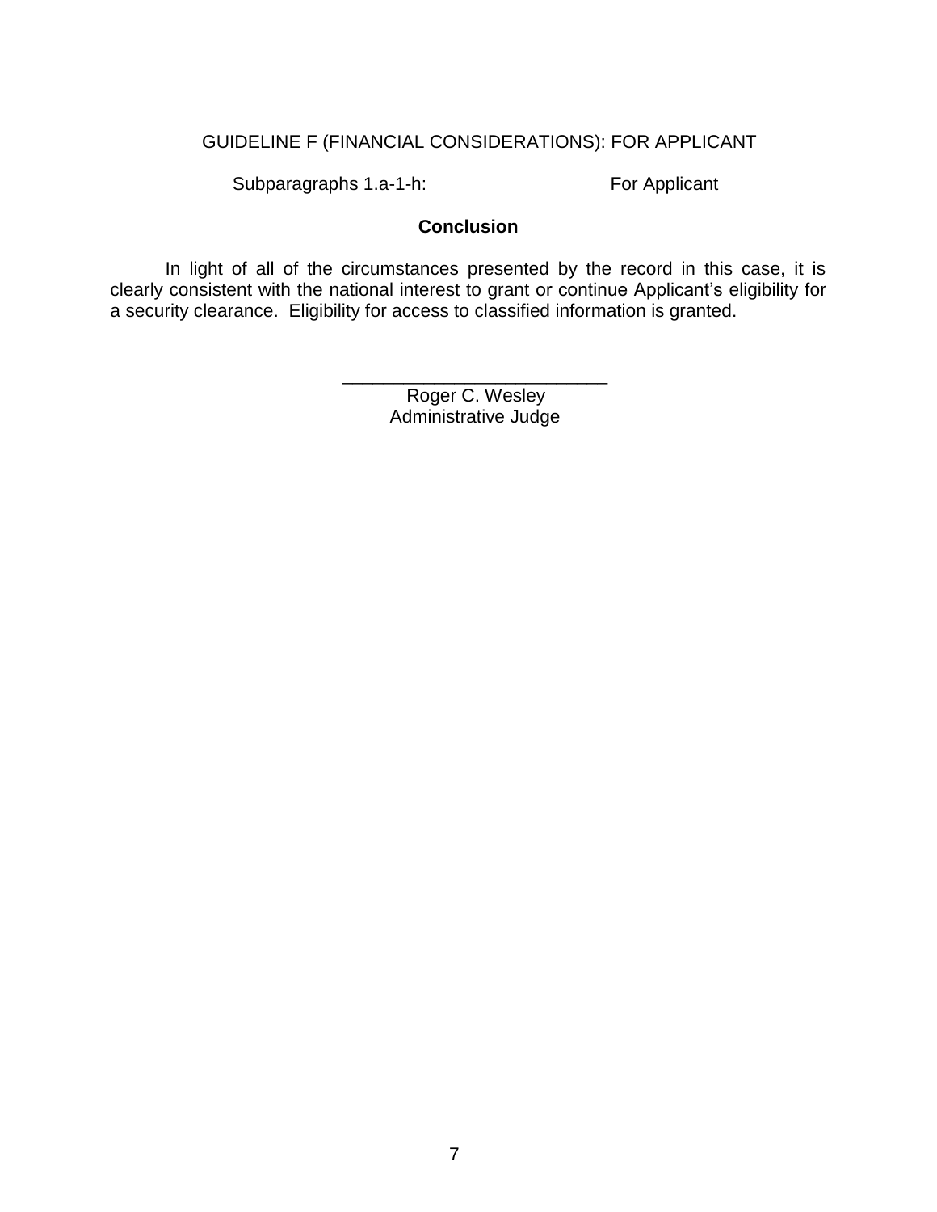GUIDELINE F (FINANCIAL CONSIDERATIONS): FOR APPLICANT

Subparagraphs 1.a-1-h: For Applicant

**Conclusion**

In light of all of the circumstances presented by the record in this case, it is clearly consistent with the national interest to grant or continue Applicant's eligibility for a security clearance. Eligibility for access to classified information is granted.

__________________________

Roger C. Wesley
Administrative Judge